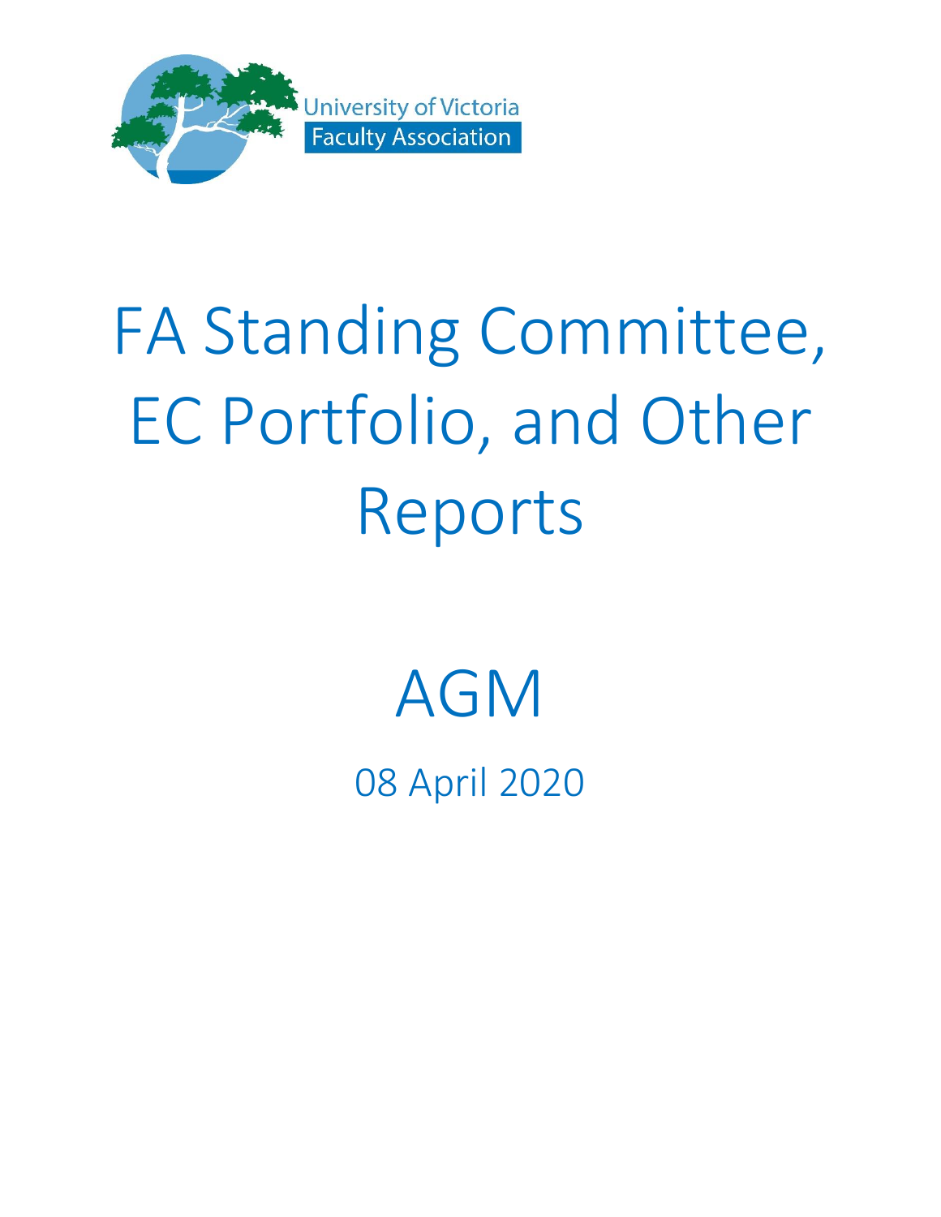University of Victoria
Faculty Association

# FA Standing Committee, EC Portfolio, and Other Reports

# AGM

08 April 2020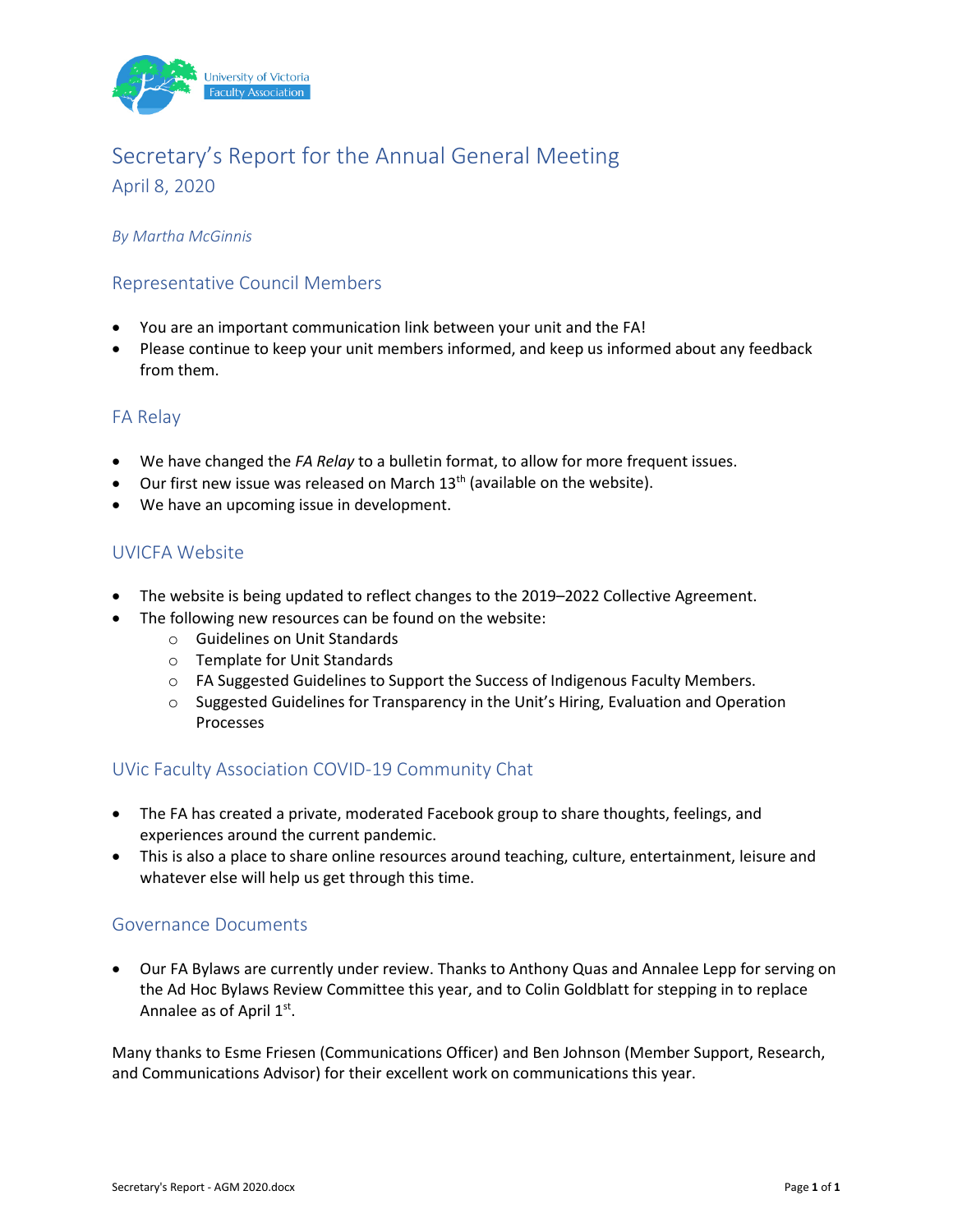# Secretary's Report for the Annual General Meeting

April 8, 2020

*By Martha McGinnis*

## Representative Council Members

- You are an important communication link between your unit and the FA!
- Please continue to keep your unit members informed, and keep us informed about any feedback from them.

## FA Relay

- We have changed the *FA Relay* to a bulletin format, to allow for more frequent issues.
- Our first new issue was released on March 13th (available on the website).
- We have an upcoming issue in development.

## UVICFA Website

- The website is being updated to reflect changes to the 2019–2022 Collective Agreement.
- The following new resources can be found on the website:
  - Guidelines on Unit Standards
  - Template for Unit Standards
  - FA Suggested Guidelines to Support the Success of Indigenous Faculty Members.
  - Suggested Guidelines for Transparency in the Unit's Hiring, Evaluation and Operation Processes

## UVic Faculty Association COVID-19 Community Chat

- The FA has created a private, moderated Facebook group to share thoughts, feelings, and experiences around the current pandemic.
- This is also a place to share online resources around teaching, culture, entertainment, leisure and whatever else will help us get through this time.

## Governance Documents

- Our FA Bylaws are currently under review. Thanks to Anthony Quas and Annalee Lepp for serving on the Ad Hoc Bylaws Review Committee this year, and to Colin Goldblatt for stepping in to replace Annalee as of April 1st.

Many thanks to Esme Friesen (Communications Officer) and Ben Johnson (Member Support, Research, and Communications Advisor) for their excellent work on communications this year.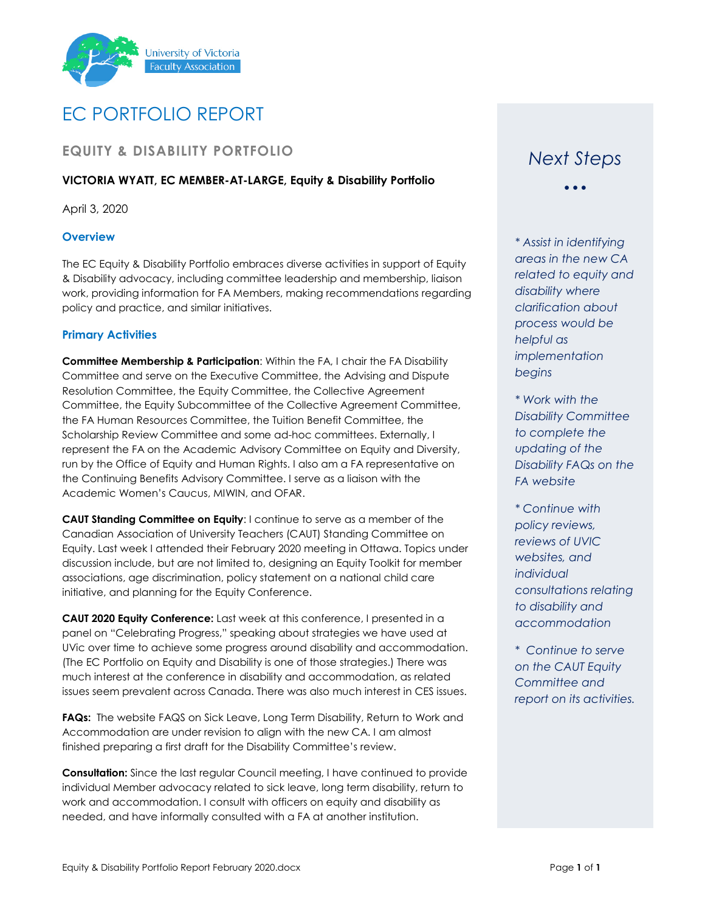# EC PORTFOLIO REPORT

## EQUITY & DISABILITY PORTFOLIO

**VICTORIA WYATT, EC MEMBER-AT-LARGE, Equity & Disability Portfolio**

April 3, 2020

### Overview

The EC Equity & Disability Portfolio embraces diverse activities in support of Equity & Disability advocacy, including committee leadership and membership, liaison work, providing information for FA Members, making recommendations regarding policy and practice, and similar initiatives.

### Primary Activities

**Committee Membership & Participation**: Within the FA, I chair the FA Disability Committee and serve on the Executive Committee, the Advising and Dispute Resolution Committee, the Equity Committee, the Collective Agreement Committee, the Equity Subcommittee of the Collective Agreement Committee, the FA Human Resources Committee, the Tuition Benefit Committee, the Scholarship Review Committee and some ad-hoc committees. Externally, I represent the FA on the Academic Advisory Committee on Equity and Diversity, run by the Office of Equity and Human Rights. I also am a FA representative on the Continuing Benefits Advisory Committee. I serve as a liaison with the Academic Women's Caucus, MIWIN, and OFAR.

**CAUT Standing Committee on Equity**: I continue to serve as a member of the Canadian Association of University Teachers (CAUT) Standing Committee on Equity. Last week I attended their February 2020 meeting in Ottawa. Topics under discussion include, but are not limited to, designing an Equity Toolkit for member associations, age discrimination, policy statement on a national child care initiative, and planning for the Equity Conference.

**CAUT 2020 Equity Conference:** Last week at this conference, I presented in a panel on "Celebrating Progress," speaking about strategies we have used at UVic over time to achieve some progress around disability and accommodation. (The EC Portfolio on Equity and Disability is one of those strategies.) There was much interest at the conference in disability and accommodation, as related issues seem prevalent across Canada. There was also much interest in CES issues.

**FAQs:** The website FAQS on Sick Leave, Long Term Disability, Return to Work and Accommodation are under revision to align with the new CA. I am almost finished preparing a first draft for the Disability Committee's review.

**Consultation:** Since the last regular Council meeting, I have continued to provide individual Member advocacy related to sick leave, long term disability, return to work and accommodation. I consult with officers on equity and disability as needed, and have informally consulted with a FA at another institution.

### *Next Steps*

*...*

*\* Assist in identifying areas in the new CA related to equity and disability where clarification about process would be helpful as implementation begins*

*\* Work with the Disability Committee to complete the updating of the Disability FAQs on the FA website*

*\* Continue with policy reviews, reviews of UVIC websites, and individual consultations relating to disability and accommodation*

*\* Continue to serve on the CAUT Equity Committee and report on its activities.*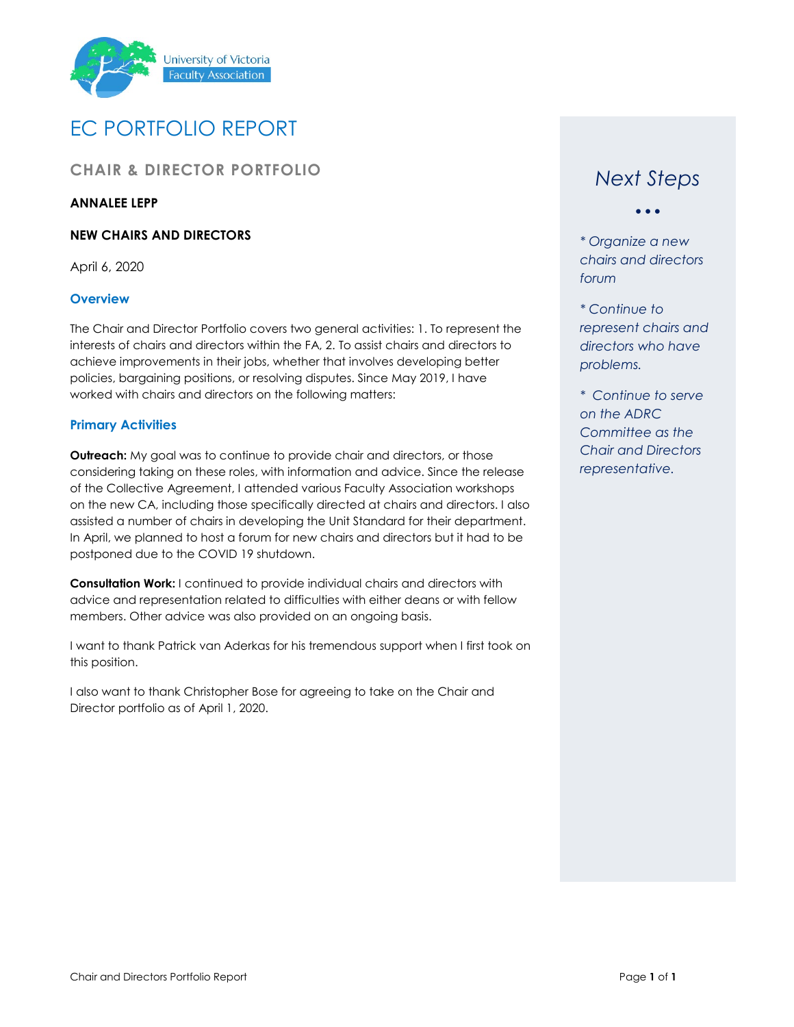University of Victoria Faculty Association

# EC PORTFOLIO REPORT

## CHAIR & DIRECTOR PORTFOLIO

**ANNALEE LEPP**

**NEW CHAIRS AND DIRECTORS**

April 6, 2020

### Overview

The Chair and Director Portfolio covers two general activities: 1. To represent the interests of chairs and directors within the FA, 2. To assist chairs and directors to achieve improvements in their jobs, whether that involves developing better policies, bargaining positions, or resolving disputes. Since May 2019, I have worked with chairs and directors on the following matters:

### Primary Activities

**Outreach:** My goal was to continue to provide chair and directors, or those considering taking on these roles, with information and advice. Since the release of the Collective Agreement, I attended various Faculty Association workshops on the new CA, including those specifically directed at chairs and directors. I also assisted a number of chairs in developing the Unit Standard for their department. In April, we planned to host a forum for new chairs and directors but it had to be postponed due to the COVID 19 shutdown.

**Consultation Work:** I continued to provide individual chairs and directors with advice and representation related to difficulties with either deans or with fellow members. Other advice was also provided on an ongoing basis.

I want to thank Patrick van Aderkas for his tremendous support when I first took on this position.

I also want to thank Christopher Bose for agreeing to take on the Chair and Director portfolio as of April 1, 2020.

## *Next Steps*

*\* Organize a new chairs and directors forum*

*\* Continue to represent chairs and directors who have problems.*

*\* Continue to serve on the ADRC Committee as the Chair and Directors representative.*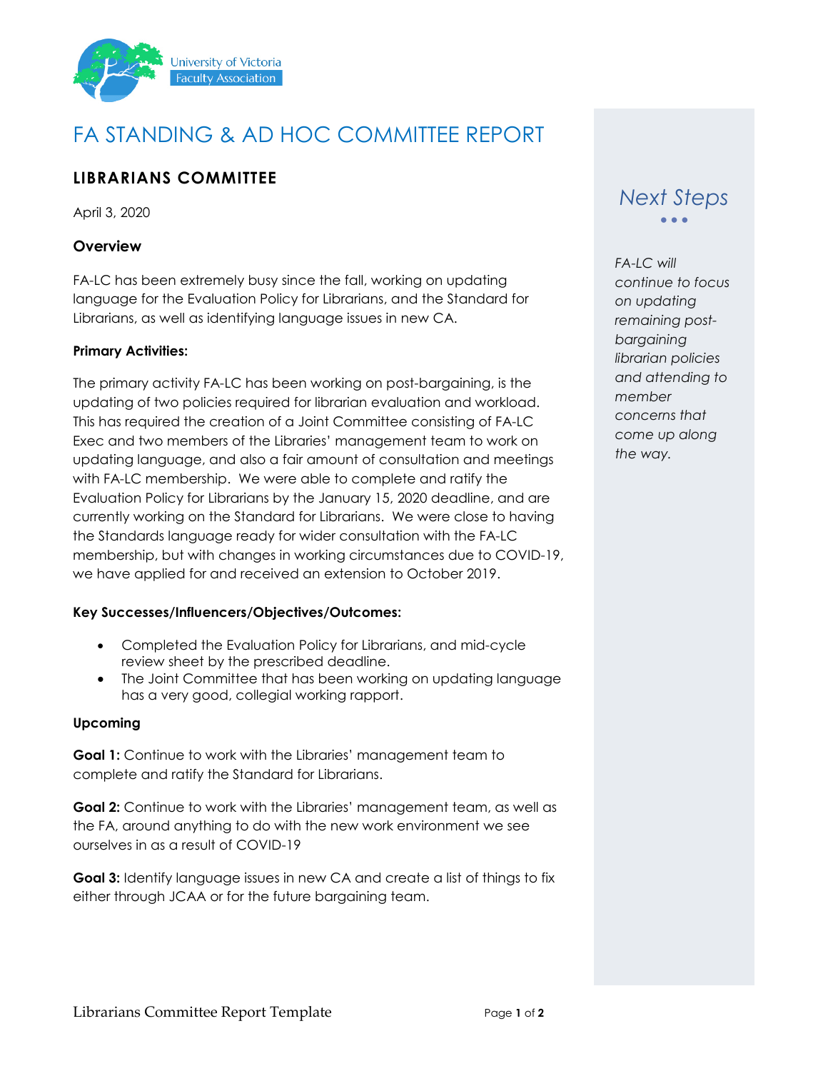University of Victoria Faculty Association

# FA STANDING & AD HOC COMMITTEE REPORT

## LIBRARIANS COMMITTEE

April 3, 2020

### Overview

FA-LC has been extremely busy since the fall, working on updating language for the Evaluation Policy for Librarians, and the Standard for Librarians, as well as identifying language issues in new CA.

#### Primary Activities:

The primary activity FA-LC has been working on post-bargaining, is the updating of two policies required for librarian evaluation and workload. This has required the creation of a Joint Committee consisting of FA-LC Exec and two members of the Libraries' management team to work on updating language, and also a fair amount of consultation and meetings with FA-LC membership. We were able to complete and ratify the Evaluation Policy for Librarians by the January 15, 2020 deadline, and are currently working on the Standard for Librarians. We were close to having the Standards language ready for wider consultation with the FA-LC membership, but with changes in working circumstances due to COVID-19, we have applied for and received an extension to October 2019.

#### Key Successes/Influencers/Objectives/Outcomes:

- Completed the Evaluation Policy for Librarians, and mid-cycle review sheet by the prescribed deadline.
- The Joint Committee that has been working on updating language has a very good, collegial working rapport.

### Upcoming

**Goal 1:** Continue to work with the Libraries' management team to complete and ratify the Standard for Librarians.

**Goal 2:** Continue to work with the Libraries' management team, as well as the FA, around anything to do with the new work environment we see ourselves in as a result of COVID-19

**Goal 3:** Identify language issues in new CA and create a list of things to fix either through JCAA or for the future bargaining team.

## *Next Steps*

*FA-LC will continue to focus on updating remaining post-bargaining librarian policies and attending to member concerns that come up along the way.*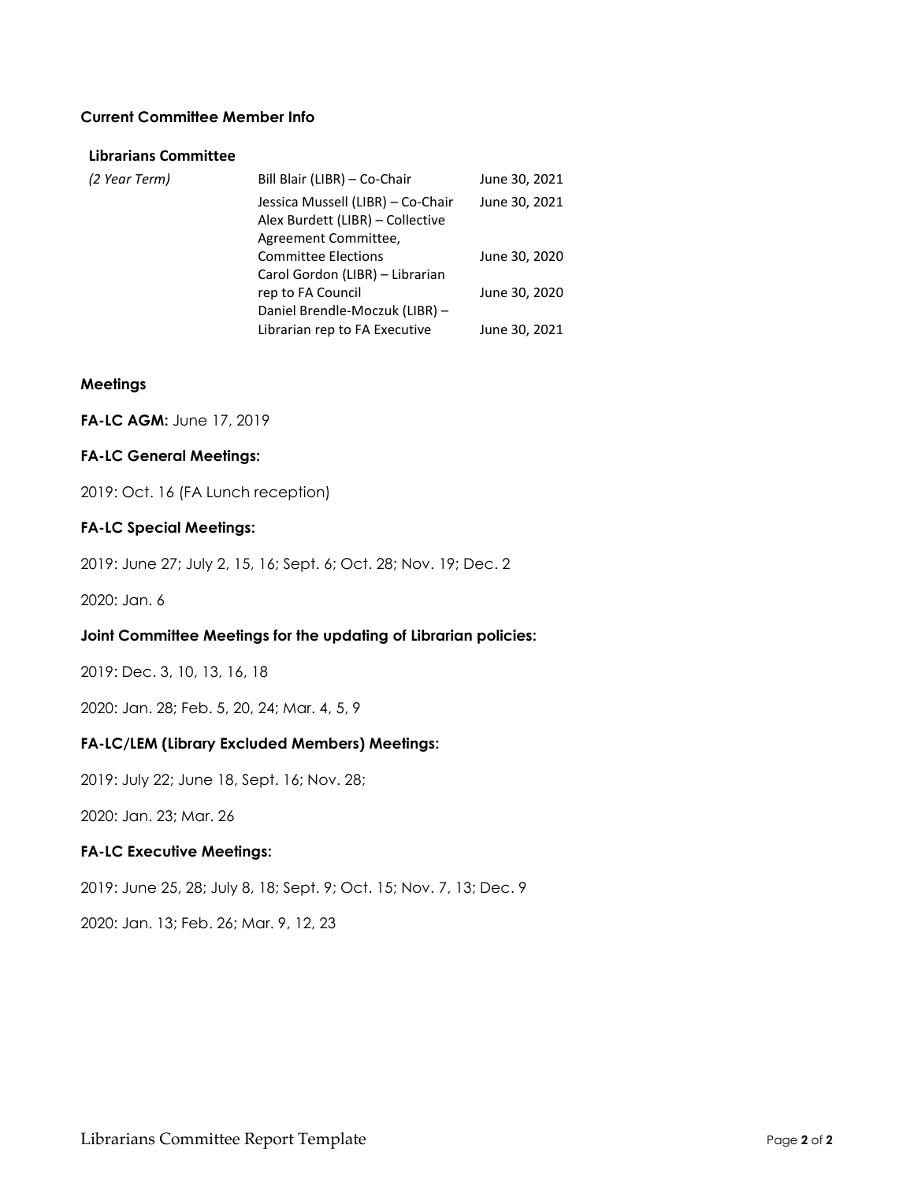### Current Committee Member Info

**Librarians Committee**

| *(2 Year Term)* | | |
|---|---|---|
| | Bill Blair (LIBR) – Co-Chair | June 30, 2021 |
| | Jessica Mussell (LIBR) – Co-Chair | June 30, 2021 |
| | Alex Burdett (LIBR) – Collective Agreement Committee, Committee Elections | June 30, 2020 |
| | Carol Gordon (LIBR) – Librarian rep to FA Council | June 30, 2020 |
| | Daniel Brendle-Moczuk (LIBR) – Librarian rep to FA Executive | June 30, 2021 |

### Meetings

**FA-LC AGM:** June 17, 2019

**FA-LC General Meetings:**

2019: Oct. 16 (FA Lunch reception)

**FA-LC Special Meetings:**

2019: June 27; July 2, 15, 16; Sept. 6; Oct. 28; Nov. 19; Dec. 2

2020: Jan. 6

**Joint Committee Meetings for the updating of Librarian policies:**

2019: Dec. 3, 10, 13, 16, 18

2020: Jan. 28; Feb. 5, 20, 24; Mar. 4, 5, 9

**FA-LC/LEM (Library Excluded Members) Meetings:**

2019: July 22; June 18, Sept. 16; Nov. 28;

2020: Jan. 23; Mar. 26

**FA-LC Executive Meetings:**

2019: June 25, 28; July 8, 18; Sept. 9; Oct. 15; Nov. 7, 13; Dec. 9

2020: Jan. 13; Feb. 26; Mar. 9, 12, 23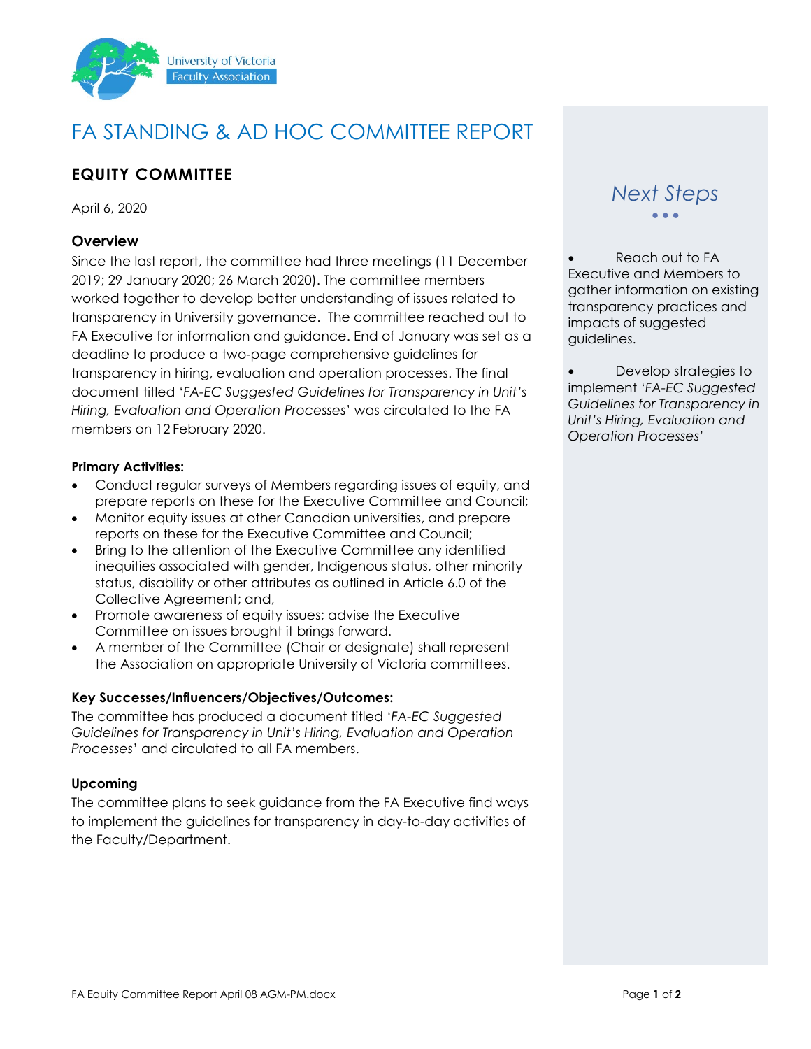# FA STANDING & AD HOC COMMITTEE REPORT

## EQUITY COMMITTEE

April 6, 2020

### Overview

Since the last report, the committee had three meetings (11 December 2019; 29 January 2020; 26 March 2020). The committee members worked together to develop better understanding of issues related to transparency in University governance. The committee reached out to FA Executive for information and guidance. End of January was set as a deadline to produce a two-page comprehensive guidelines for transparency in hiring, evaluation and operation processes. The final document titled '*FA-EC Suggested Guidelines for Transparency in Unit's Hiring, Evaluation and Operation Processes*' was circulated to the FA members on 12 February 2020.

**Primary Activities:**

- Conduct regular surveys of Members regarding issues of equity, and prepare reports on these for the Executive Committee and Council;
- Monitor equity issues at other Canadian universities, and prepare reports on these for the Executive Committee and Council;
- Bring to the attention of the Executive Committee any identified inequities associated with gender, Indigenous status, other minority status, disability or other attributes as outlined in Article 6.0 of the Collective Agreement; and,
- Promote awareness of equity issues; advise the Executive Committee on issues brought it brings forward.
- A member of the Committee (Chair or designate) shall represent the Association on appropriate University of Victoria committees.

**Key Successes/Influencers/Objectives/Outcomes:**

The committee has produced a document titled '*FA-EC Suggested Guidelines for Transparency in Unit's Hiring, Evaluation and Operation Processes*' and circulated to all FA members.

### Upcoming

The committee plans to seek guidance from the FA Executive find ways to implement the guidelines for transparency in day-to-day activities of the Faculty/Department.

### *Next Steps*

- Reach out to FA Executive and Members to gather information on existing transparency practices and impacts of suggested guidelines.
- Develop strategies to implement '*FA-EC Suggested Guidelines for Transparency in Unit's Hiring, Evaluation and Operation Processes*'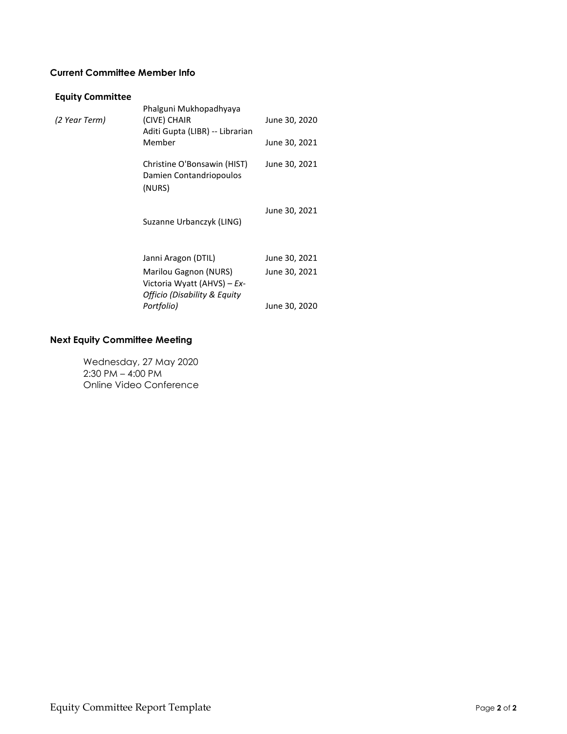### Current Committee Member Info

| | | |
|---|---|---|
| **Equity Committee** | | |
| *(2 Year Term)* | Phalguni Mukhopadhyaya (CIVE) CHAIR | June 30, 2020 |
| | Aditi Gupta (LIBR) -- Librarian Member | June 30, 2021 |
| | Christine O'Bonsawin (HIST) | June 30, 2021 |
| | Damien Contandriopoulos (NURS) | June 30, 2021 |
| | Suzanne Urbanczyk (LING) | |
| | Janni Aragon (DTIL) | June 30, 2021 |
| | Marilou Gagnon (NURS) | June 30, 2021 |
| | Victoria Wyatt (AHVS) – *Ex-Officio (Disability & Equity Portfolio)* | June 30, 2020 |

### Next Equity Committee Meeting

Wednesday, 27 May 2020
2:30 PM – 4:00 PM
Online Video Conference